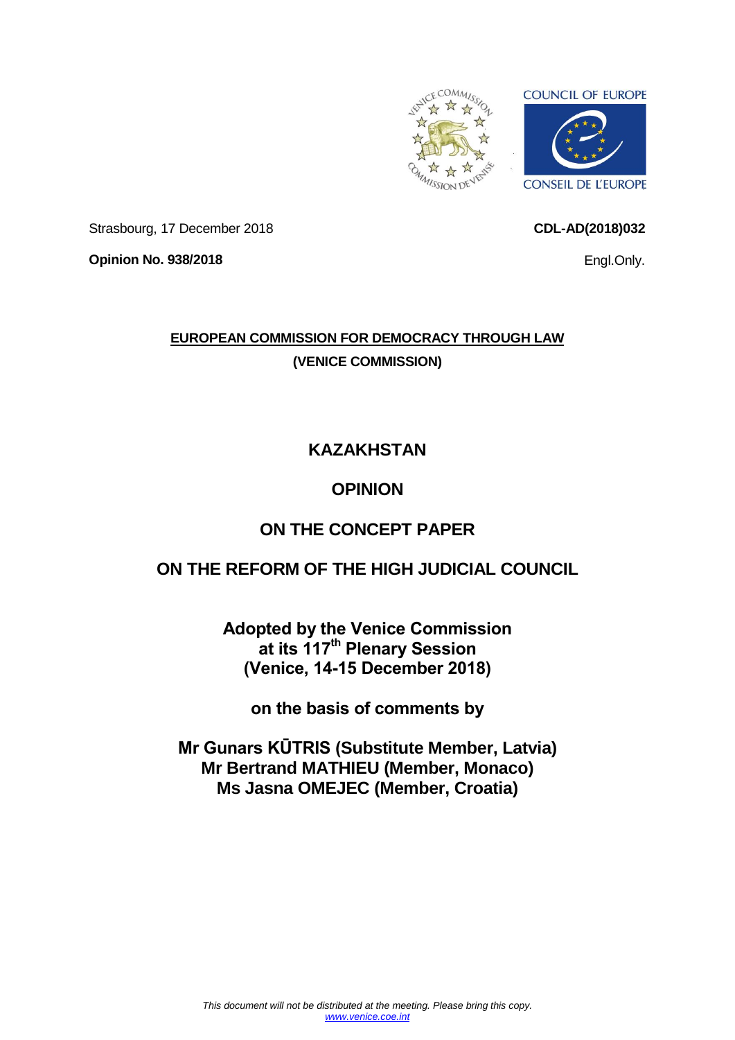Strasbourg, 17 December 2018

**CDL-AD(2018)032**

**Opinion No. 938/2018**

Engl.Only.

**EUROPEAN COMMISSION FOR DEMOCRACY THROUGH LAW**

**(VENICE COMMISSION)**

# KAZAKHSTAN

# OPINION

# ON THE CONCEPT PAPER

# ON THE REFORM OF THE HIGH JUDICIAL COUNCIL

**Adopted by the Venice Commission at its 117th Plenary Session (Venice, 14-15 December 2018)**

**on the basis of comments by**

**Mr Gunars KŪTRIS (Substitute Member, Latvia)**
**Mr Bertrand MATHIEU (Member, Monaco)**
**Ms Jasna OMEJEC (Member, Croatia)**

*This document will not be distributed at the meeting. Please bring this copy.*
*www.venice.coe.int*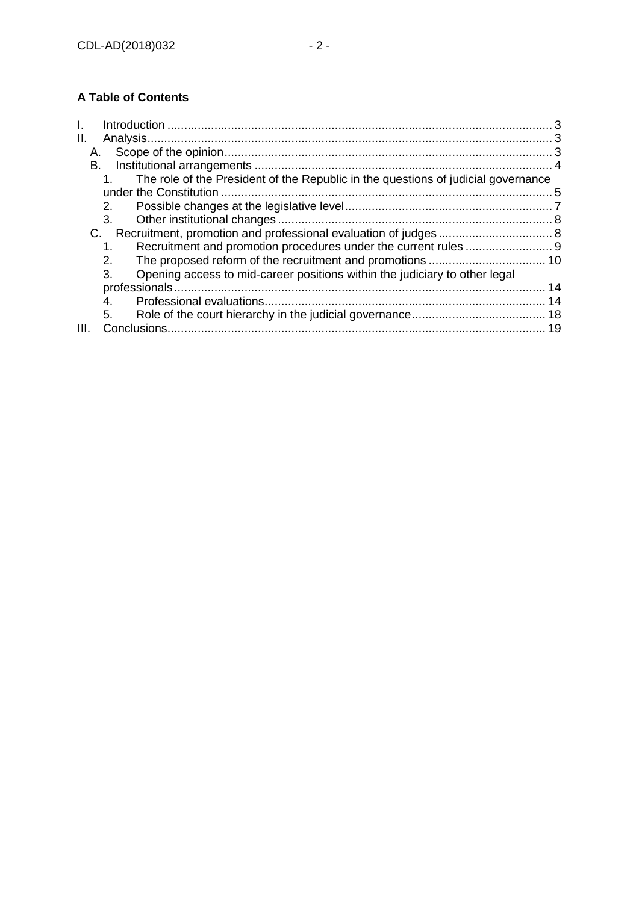**A Table of Contents**

I. Introduction .................................................................................................................. 3
II. Analysis......................................................................................................................... 3
  A. Scope of the opinion ................................................................................................. 3
  B. Institutional arrangements ......................................................................................... 4
    1. The role of the President of the Republic in the questions of judicial governance under the Constitution .................................................................................................. 5
    2. Possible changes at the legislative level .............................................................. 7
    3. Other institutional changes .................................................................................. 8
  C. Recruitment, promotion and professional evaluation of judges .................................. 8
    1. Recruitment and promotion procedures under the current rules .......................... 9
    2. The proposed reform of the recruitment and promotions ................................... 10
    3. Opening access to mid-career positions within the judiciary to other legal professionals .............................................................................................................. 14
    4. Professional evaluations ...................................................................................... 14
    5. Role of the court hierarchy in the judicial governance ........................................ 18
III. Conclusions ................................................................................................................ 19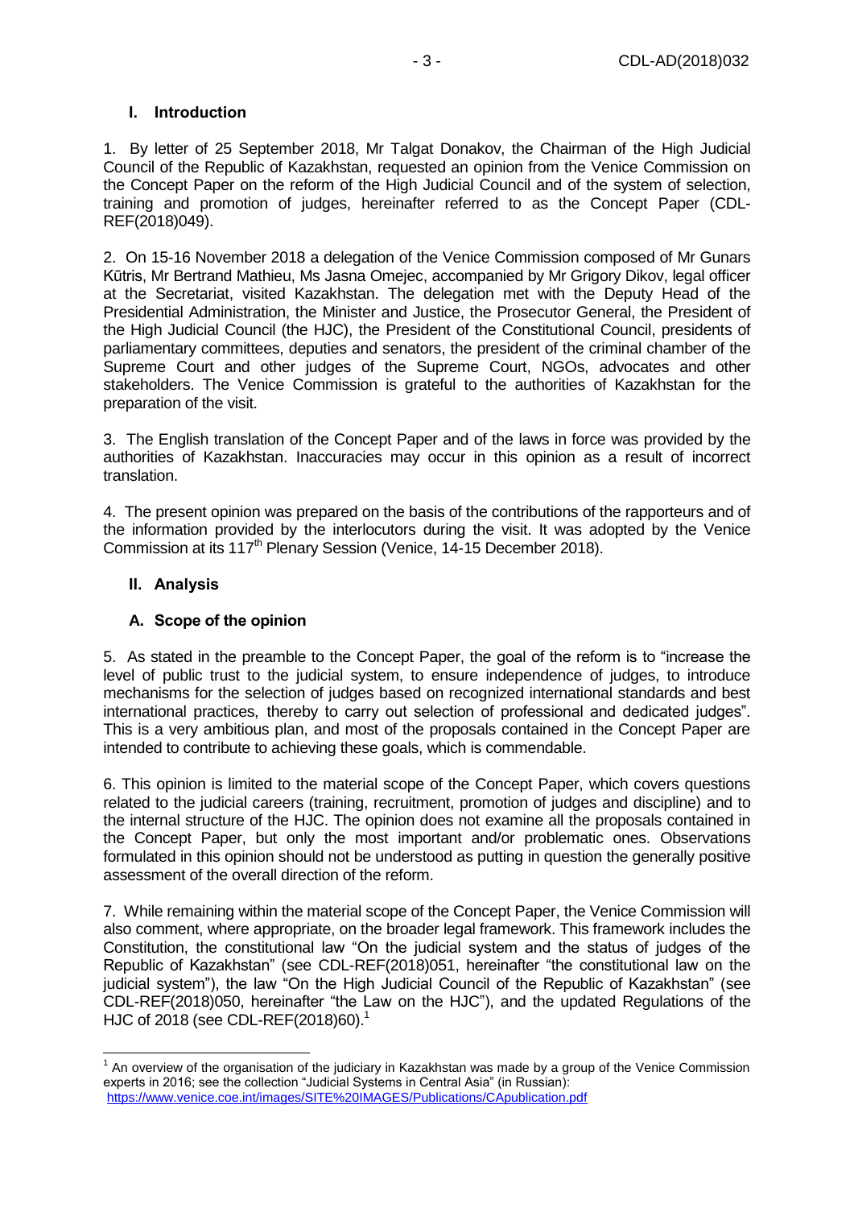## I. Introduction

1. By letter of 25 September 2018, Mr Talgat Donakov, the Chairman of the High Judicial Council of the Republic of Kazakhstan, requested an opinion from the Venice Commission on the Concept Paper on the reform of the High Judicial Council and of the system of selection, training and promotion of judges, hereinafter referred to as the Concept Paper (CDL-REF(2018)049).

2. On 15-16 November 2018 a delegation of the Venice Commission composed of Mr Gunars Kūtris, Mr Bertrand Mathieu, Ms Jasna Omejec, accompanied by Mr Grigory Dikov, legal officer at the Secretariat, visited Kazakhstan. The delegation met with the Deputy Head of the Presidential Administration, the Minister and Justice, the Prosecutor General, the President of the High Judicial Council (the HJC), the President of the Constitutional Council, presidents of parliamentary committees, deputies and senators, the president of the criminal chamber of the Supreme Court and other judges of the Supreme Court, NGOs, advocates and other stakeholders. The Venice Commission is grateful to the authorities of Kazakhstan for the preparation of the visit.

3. The English translation of the Concept Paper and of the laws in force was provided by the authorities of Kazakhstan. Inaccuracies may occur in this opinion as a result of incorrect translation.

4. The present opinion was prepared on the basis of the contributions of the rapporteurs and of the information provided by the interlocutors during the visit. It was adopted by the Venice Commission at its 117th Plenary Session (Venice, 14-15 December 2018).

## II. Analysis

### A. Scope of the opinion

5. As stated in the preamble to the Concept Paper, the goal of the reform is to "increase the level of public trust to the judicial system, to ensure independence of judges, to introduce mechanisms for the selection of judges based on recognized international standards and best international practices, thereby to carry out selection of professional and dedicated judges". This is a very ambitious plan, and most of the proposals contained in the Concept Paper are intended to contribute to achieving these goals, which is commendable.

6. This opinion is limited to the material scope of the Concept Paper, which covers questions related to the judicial careers (training, recruitment, promotion of judges and discipline) and to the internal structure of the HJC. The opinion does not examine all the proposals contained in the Concept Paper, but only the most important and/or problematic ones. Observations formulated in this opinion should not be understood as putting in question the generally positive assessment of the overall direction of the reform.

7. While remaining within the material scope of the Concept Paper, the Venice Commission will also comment, where appropriate, on the broader legal framework. This framework includes the Constitution, the constitutional law "On the judicial system and the status of judges of the Republic of Kazakhstan" (see CDL-REF(2018)051, hereinafter "the constitutional law on the judicial system"), the law "On the High Judicial Council of the Republic of Kazakhstan" (see CDL-REF(2018)050, hereinafter "the Law on the HJC"), and the updated Regulations of the HJC of 2018 (see CDL-REF(2018)60).[1]

[1] An overview of the organisation of the judiciary in Kazakhstan was made by a group of the Venice Commission experts in 2016; see the collection "Judicial Systems in Central Asia" (in Russian): https://www.venice.coe.int/images/SITE%20IMAGES/Publications/CApublication.pdf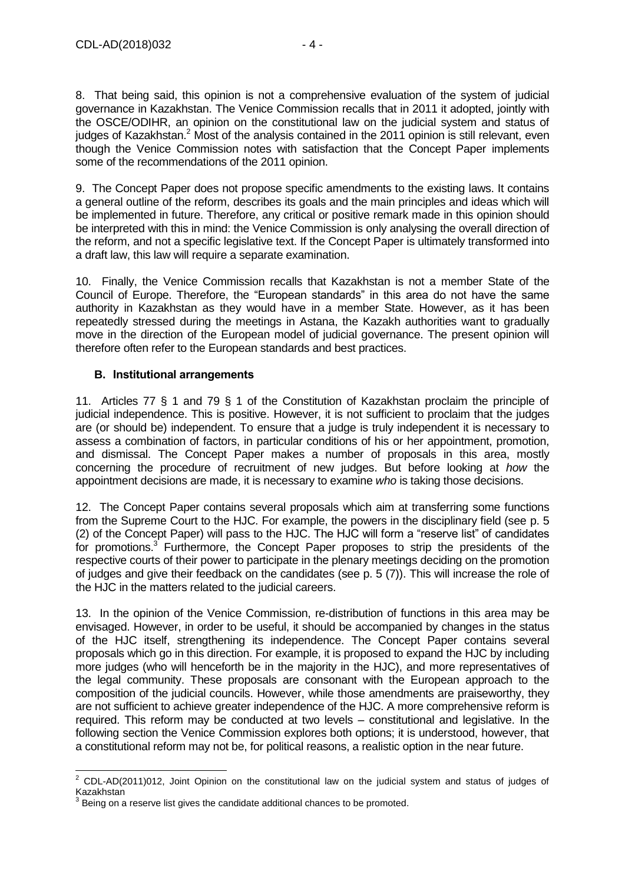8. That being said, this opinion is not a comprehensive evaluation of the system of judicial governance in Kazakhstan. The Venice Commission recalls that in 2011 it adopted, jointly with the OSCE/ODIHR, an opinion on the constitutional law on the judicial system and status of judges of Kazakhstan.[2] Most of the analysis contained in the 2011 opinion is still relevant, even though the Venice Commission notes with satisfaction that the Concept Paper implements some of the recommendations of the 2011 opinion.

9. The Concept Paper does not propose specific amendments to the existing laws. It contains a general outline of the reform, describes its goals and the main principles and ideas which will be implemented in future. Therefore, any critical or positive remark made in this opinion should be interpreted with this in mind: the Venice Commission is only analysing the overall direction of the reform, and not a specific legislative text. If the Concept Paper is ultimately transformed into a draft law, this law will require a separate examination.

10. Finally, the Venice Commission recalls that Kazakhstan is not a member State of the Council of Europe. Therefore, the "European standards" in this area do not have the same authority in Kazakhstan as they would have in a member State. However, as it has been repeatedly stressed during the meetings in Astana, the Kazakh authorities want to gradually move in the direction of the European model of judicial governance. The present opinion will therefore often refer to the European standards and best practices.

## B. Institutional arrangements

11. Articles 77 § 1 and 79 § 1 of the Constitution of Kazakhstan proclaim the principle of judicial independence. This is positive. However, it is not sufficient to proclaim that the judges are (or should be) independent. To ensure that a judge is truly independent it is necessary to assess a combination of factors, in particular conditions of his or her appointment, promotion, and dismissal. The Concept Paper makes a number of proposals in this area, mostly concerning the procedure of recruitment of new judges. But before looking at *how* the appointment decisions are made, it is necessary to examine *who* is taking those decisions.

12. The Concept Paper contains several proposals which aim at transferring some functions from the Supreme Court to the HJC. For example, the powers in the disciplinary field (see p. 5 (2) of the Concept Paper) will pass to the HJC. The HJC will form a "reserve list" of candidates for promotions.[3] Furthermore, the Concept Paper proposes to strip the presidents of the respective courts of their power to participate in the plenary meetings deciding on the promotion of judges and give their feedback on the candidates (see p. 5 (7)). This will increase the role of the HJC in the matters related to the judicial careers.

13. In the opinion of the Venice Commission, re-distribution of functions in this area may be envisaged. However, in order to be useful, it should be accompanied by changes in the status of the HJC itself, strengthening its independence. The Concept Paper contains several proposals which go in this direction. For example, it is proposed to expand the HJC by including more judges (who will henceforth be in the majority in the HJC), and more representatives of the legal community. These proposals are consonant with the European approach to the composition of the judicial councils. However, while those amendments are praiseworthy, they are not sufficient to achieve greater independence of the HJC. A more comprehensive reform is required. This reform may be conducted at two levels – constitutional and legislative. In the following section the Venice Commission explores both options; it is understood, however, that a constitutional reform may not be, for political reasons, a realistic option in the near future.

---

[2] CDL-AD(2011)012, Joint Opinion on the constitutional law on the judicial system and status of judges of Kazakhstan

[3] Being on a reserve list gives the candidate additional chances to be promoted.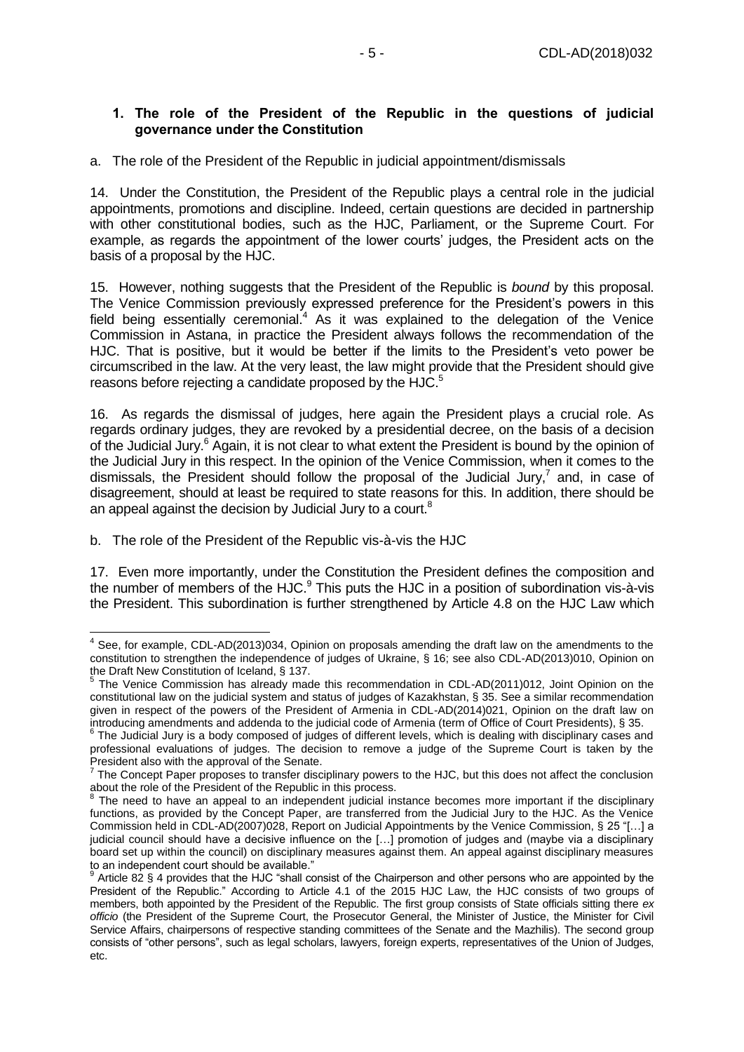### 1. The role of the President of the Republic in the questions of judicial governance under the Constitution

a. The role of the President of the Republic in judicial appointment/dismissals

14. Under the Constitution, the President of the Republic plays a central role in the judicial appointments, promotions and discipline. Indeed, certain questions are decided in partnership with other constitutional bodies, such as the HJC, Parliament, or the Supreme Court. For example, as regards the appointment of the lower courts' judges, the President acts on the basis of a proposal by the HJC.

15. However, nothing suggests that the President of the Republic is *bound* by this proposal. The Venice Commission previously expressed preference for the President's powers in this field being essentially ceremonial.[4] As it was explained to the delegation of the Venice Commission in Astana, in practice the President always follows the recommendation of the HJC. That is positive, but it would be better if the limits to the President's veto power be circumscribed in the law. At the very least, the law might provide that the President should give reasons before rejecting a candidate proposed by the HJC.[5]

16. As regards the dismissal of judges, here again the President plays a crucial role. As regards ordinary judges, they are revoked by a presidential decree, on the basis of a decision of the Judicial Jury.[6] Again, it is not clear to what extent the President is bound by the opinion of the Judicial Jury in this respect. In the opinion of the Venice Commission, when it comes to the dismissals, the President should follow the proposal of the Judicial Jury,[7] and, in case of disagreement, should at least be required to state reasons for this. In addition, there should be an appeal against the decision by Judicial Jury to a court.[8]

b. The role of the President of the Republic vis-à-vis the HJC

17. Even more importantly, under the Constitution the President defines the composition and the number of members of the HJC.[9] This puts the HJC in a position of subordination vis-à-vis the President. This subordination is further strengthened by Article 4.8 on the HJC Law which

---

[4] See, for example, CDL-AD(2013)034, Opinion on proposals amending the draft law on the amendments to the constitution to strengthen the independence of judges of Ukraine, § 16; see also CDL-AD(2013)010, Opinion on the Draft New Constitution of Iceland, § 137.

[5] The Venice Commission has already made this recommendation in CDL-AD(2011)012, Joint Opinion on the constitutional law on the judicial system and status of judges of Kazakhstan, § 35. See a similar recommendation given in respect of the powers of the President of Armenia in CDL-AD(2014)021, Opinion on the draft law on introducing amendments and addenda to the judicial code of Armenia (term of Office of Court Presidents), § 35.

[6] The Judicial Jury is a body composed of judges of different levels, which is dealing with disciplinary cases and professional evaluations of judges. The decision to remove a judge of the Supreme Court is taken by the President also with the approval of the Senate.

[7] The Concept Paper proposes to transfer disciplinary powers to the HJC, but this does not affect the conclusion about the role of the President of the Republic in this process.

[8] The need to have an appeal to an independent judicial instance becomes more important if the disciplinary functions, as provided by the Concept Paper, are transferred from the Judicial Jury to the HJC. As the Venice Commission held in CDL-AD(2007)028, Report on Judicial Appointments by the Venice Commission, § 25 "[…] a judicial council should have a decisive influence on the […] promotion of judges and (maybe via a disciplinary board set up within the council) on disciplinary measures against them. An appeal against disciplinary measures to an independent court should be available."

[9] Article 82 § 4 provides that the HJC "shall consist of the Chairperson and other persons who are appointed by the President of the Republic." According to Article 4.1 of the 2015 HJC Law, the HJC consists of two groups of members, both appointed by the President of the Republic. The first group consists of State officials sitting there *ex officio* (the President of the Supreme Court, the Prosecutor General, the Minister of Justice, the Minister for Civil Service Affairs, chairpersons of respective standing committees of the Senate and the Mazhilis). The second group consists of "other persons", such as legal scholars, lawyers, foreign experts, representatives of the Union of Judges, etc.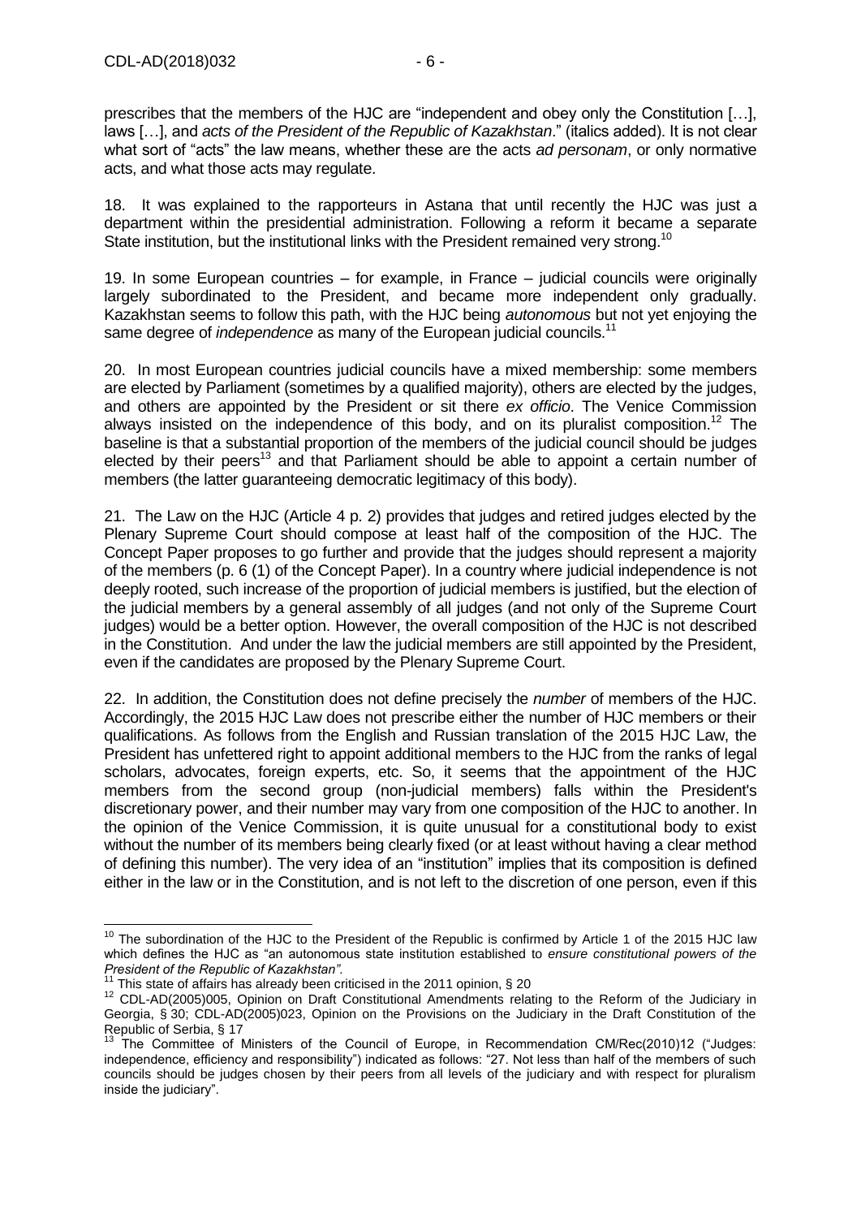prescribes that the members of the HJC are "independent and obey only the Constitution […], laws […], and *acts of the President of the Republic of Kazakhstan*." (italics added). It is not clear what sort of "acts" the law means, whether these are the acts *ad personam*, or only normative acts, and what those acts may regulate.

18. It was explained to the rapporteurs in Astana that until recently the HJC was just a department within the presidential administration. Following a reform it became a separate State institution, but the institutional links with the President remained very strong.[10]

19. In some European countries – for example, in France – judicial councils were originally largely subordinated to the President, and became more independent only gradually. Kazakhstan seems to follow this path, with the HJC being *autonomous* but not yet enjoying the same degree of *independence* as many of the European judicial councils.[11]

20. In most European countries judicial councils have a mixed membership: some members are elected by Parliament (sometimes by a qualified majority), others are elected by the judges, and others are appointed by the President or sit there *ex officio*. The Venice Commission always insisted on the independence of this body, and on its pluralist composition.[12] The baseline is that a substantial proportion of the members of the judicial council should be judges elected by their peers[13] and that Parliament should be able to appoint a certain number of members (the latter guaranteeing democratic legitimacy of this body).

21. The Law on the HJC (Article 4 p. 2) provides that judges and retired judges elected by the Plenary Supreme Court should compose at least half of the composition of the HJC. The Concept Paper proposes to go further and provide that the judges should represent a majority of the members (p. 6 (1) of the Concept Paper). In a country where judicial independence is not deeply rooted, such increase of the proportion of judicial members is justified, but the election of the judicial members by a general assembly of all judges (and not only of the Supreme Court judges) would be a better option. However, the overall composition of the HJC is not described in the Constitution. And under the law the judicial members are still appointed by the President, even if the candidates are proposed by the Plenary Supreme Court.

22. In addition, the Constitution does not define precisely the *number* of members of the HJC. Accordingly, the 2015 HJC Law does not prescribe either the number of HJC members or their qualifications. As follows from the English and Russian translation of the 2015 HJC Law, the President has unfettered right to appoint additional members to the HJC from the ranks of legal scholars, advocates, foreign experts, etc. So, it seems that the appointment of the HJC members from the second group (non-judicial members) falls within the President's discretionary power, and their number may vary from one composition of the HJC to another. In the opinion of the Venice Commission, it is quite unusual for a constitutional body to exist without the number of its members being clearly fixed (or at least without having a clear method of defining this number). The very idea of an "institution" implies that its composition is defined either in the law or in the Constitution, and is not left to the discretion of one person, even if this

---

[10] The subordination of the HJC to the President of the Republic is confirmed by Article 1 of the 2015 HJC law which defines the HJC as "an autonomous state institution established to *ensure constitutional powers of the President of the Republic of Kazakhstan"*.

[11] This state of affairs has already been criticised in the 2011 opinion, § 20

[12] CDL-AD(2005)005, Opinion on Draft Constitutional Amendments relating to the Reform of the Judiciary in Georgia, § 30; CDL-AD(2005)023, Opinion on the Provisions on the Judiciary in the Draft Constitution of the Republic of Serbia, § 17

[13] The Committee of Ministers of the Council of Europe, in Recommendation CM/Rec(2010)12 ("Judges: independence, efficiency and responsibility") indicated as follows: "27. Not less than half of the members of such councils should be judges chosen by their peers from all levels of the judiciary and with respect for pluralism inside the judiciary".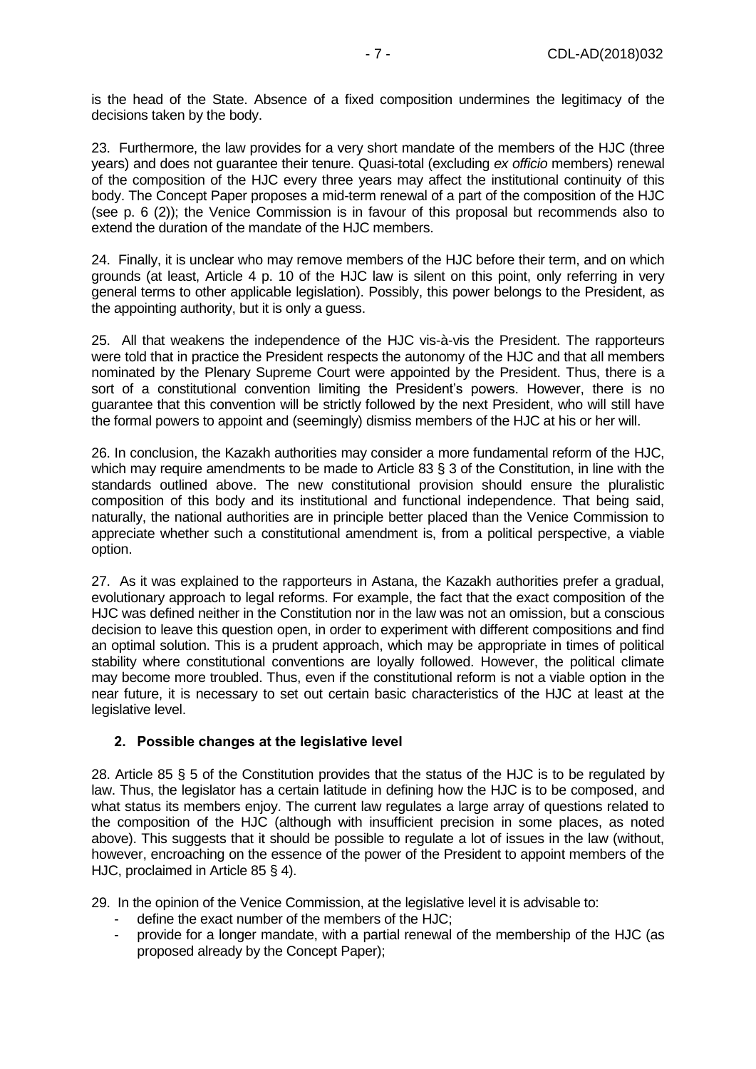is the head of the State. Absence of a fixed composition undermines the legitimacy of the decisions taken by the body.

23. Furthermore, the law provides for a very short mandate of the members of the HJC (three years) and does not guarantee their tenure. Quasi-total (excluding *ex officio* members) renewal of the composition of the HJC every three years may affect the institutional continuity of this body. The Concept Paper proposes a mid-term renewal of a part of the composition of the HJC (see p. 6 (2)); the Venice Commission is in favour of this proposal but recommends also to extend the duration of the mandate of the HJC members.

24. Finally, it is unclear who may remove members of the HJC before their term, and on which grounds (at least, Article 4 p. 10 of the HJC law is silent on this point, only referring in very general terms to other applicable legislation). Possibly, this power belongs to the President, as the appointing authority, but it is only a guess.

25. All that weakens the independence of the HJC vis-à-vis the President. The rapporteurs were told that in practice the President respects the autonomy of the HJC and that all members nominated by the Plenary Supreme Court were appointed by the President. Thus, there is a sort of a constitutional convention limiting the President's powers. However, there is no guarantee that this convention will be strictly followed by the next President, who will still have the formal powers to appoint and (seemingly) dismiss members of the HJC at his or her will.

26. In conclusion, the Kazakh authorities may consider a more fundamental reform of the HJC, which may require amendments to be made to Article 83 § 3 of the Constitution, in line with the standards outlined above. The new constitutional provision should ensure the pluralistic composition of this body and its institutional and functional independence. That being said, naturally, the national authorities are in principle better placed than the Venice Commission to appreciate whether such a constitutional amendment is, from a political perspective, a viable option.

27. As it was explained to the rapporteurs in Astana, the Kazakh authorities prefer a gradual, evolutionary approach to legal reforms. For example, the fact that the exact composition of the HJC was defined neither in the Constitution nor in the law was not an omission, but a conscious decision to leave this question open, in order to experiment with different compositions and find an optimal solution. This is a prudent approach, which may be appropriate in times of political stability where constitutional conventions are loyally followed. However, the political climate may become more troubled. Thus, even if the constitutional reform is not a viable option in the near future, it is necessary to set out certain basic characteristics of the HJC at least at the legislative level.

### 2. Possible changes at the legislative level

28. Article 85 § 5 of the Constitution provides that the status of the HJC is to be regulated by law. Thus, the legislator has a certain latitude in defining how the HJC is to be composed, and what status its members enjoy. The current law regulates a large array of questions related to the composition of the HJC (although with insufficient precision in some places, as noted above). This suggests that it should be possible to regulate a lot of issues in the law (without, however, encroaching on the essence of the power of the President to appoint members of the HJC, proclaimed in Article 85 § 4).

29. In the opinion of the Venice Commission, at the legislative level it is advisable to:

- define the exact number of the members of the HJC;
- provide for a longer mandate, with a partial renewal of the membership of the HJC (as proposed already by the Concept Paper);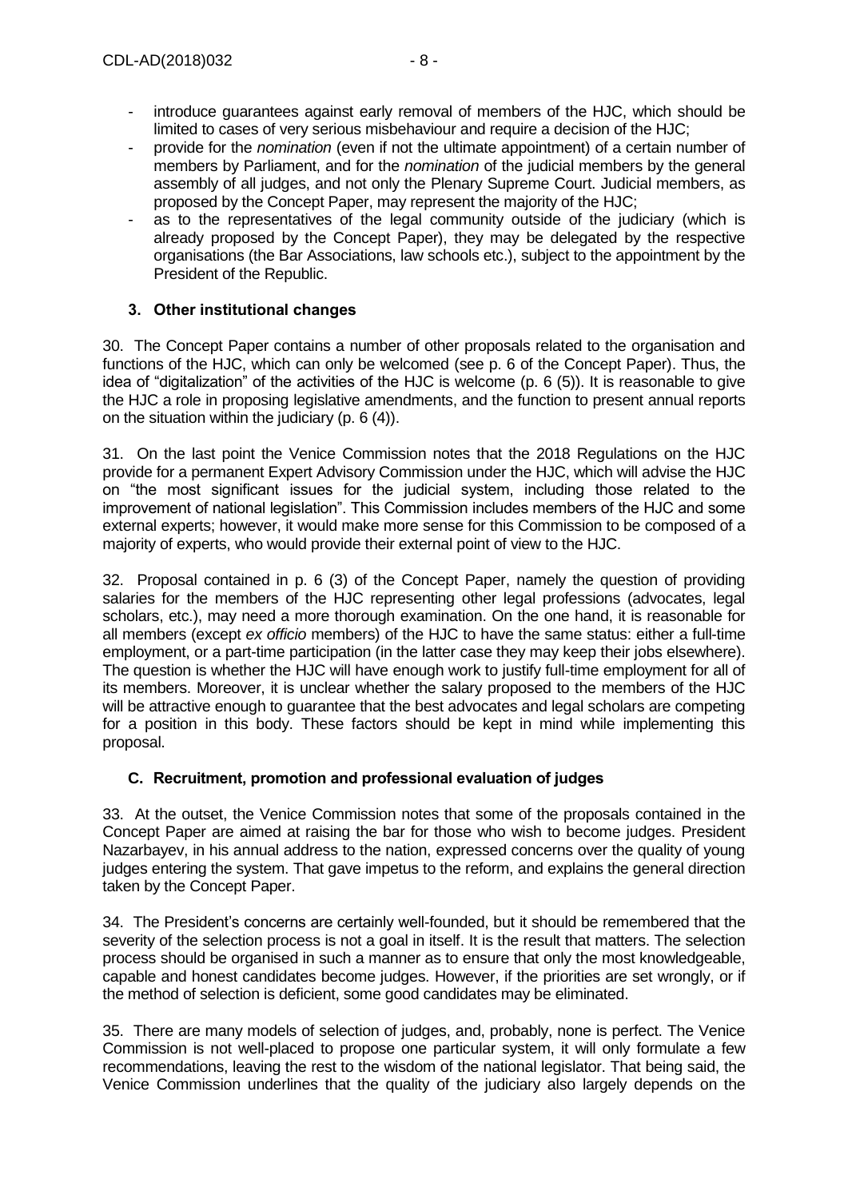- introduce guarantees against early removal of members of the HJC, which should be limited to cases of very serious misbehaviour and require a decision of the HJC;
- provide for the *nomination* (even if not the ultimate appointment) of a certain number of members by Parliament, and for the *nomination* of the judicial members by the general assembly of all judges, and not only the Plenary Supreme Court. Judicial members, as proposed by the Concept Paper, may represent the majority of the HJC;
- as to the representatives of the legal community outside of the judiciary (which is already proposed by the Concept Paper), they may be delegated by the respective organisations (the Bar Associations, law schools etc.), subject to the appointment by the President of the Republic.

### 3. Other institutional changes

30. The Concept Paper contains a number of other proposals related to the organisation and functions of the HJC, which can only be welcomed (see p. 6 of the Concept Paper). Thus, the idea of "digitalization" of the activities of the HJC is welcome (p. 6 (5)). It is reasonable to give the HJC a role in proposing legislative amendments, and the function to present annual reports on the situation within the judiciary (p. 6 (4)).

31. On the last point the Venice Commission notes that the 2018 Regulations on the HJC provide for a permanent Expert Advisory Commission under the HJC, which will advise the HJC on "the most significant issues for the judicial system, including those related to the improvement of national legislation". This Commission includes members of the HJC and some external experts; however, it would make more sense for this Commission to be composed of a majority of experts, who would provide their external point of view to the HJC.

32. Proposal contained in p. 6 (3) of the Concept Paper, namely the question of providing salaries for the members of the HJC representing other legal professions (advocates, legal scholars, etc.), may need a more thorough examination. On the one hand, it is reasonable for all members (except *ex officio* members) of the HJC to have the same status: either a full-time employment, or a part-time participation (in the latter case they may keep their jobs elsewhere). The question is whether the HJC will have enough work to justify full-time employment for all of its members. Moreover, it is unclear whether the salary proposed to the members of the HJC will be attractive enough to guarantee that the best advocates and legal scholars are competing for a position in this body. These factors should be kept in mind while implementing this proposal.

## C. Recruitment, promotion and professional evaluation of judges

33. At the outset, the Venice Commission notes that some of the proposals contained in the Concept Paper are aimed at raising the bar for those who wish to become judges. President Nazarbayev, in his annual address to the nation, expressed concerns over the quality of young judges entering the system. That gave impetus to the reform, and explains the general direction taken by the Concept Paper.

34. The President's concerns are certainly well-founded, but it should be remembered that the severity of the selection process is not a goal in itself. It is the result that matters. The selection process should be organised in such a manner as to ensure that only the most knowledgeable, capable and honest candidates become judges. However, if the priorities are set wrongly, or if the method of selection is deficient, some good candidates may be eliminated.

35. There are many models of selection of judges, and, probably, none is perfect. The Venice Commission is not well-placed to propose one particular system, it will only formulate a few recommendations, leaving the rest to the wisdom of the national legislator. That being said, the Venice Commission underlines that the quality of the judiciary also largely depends on the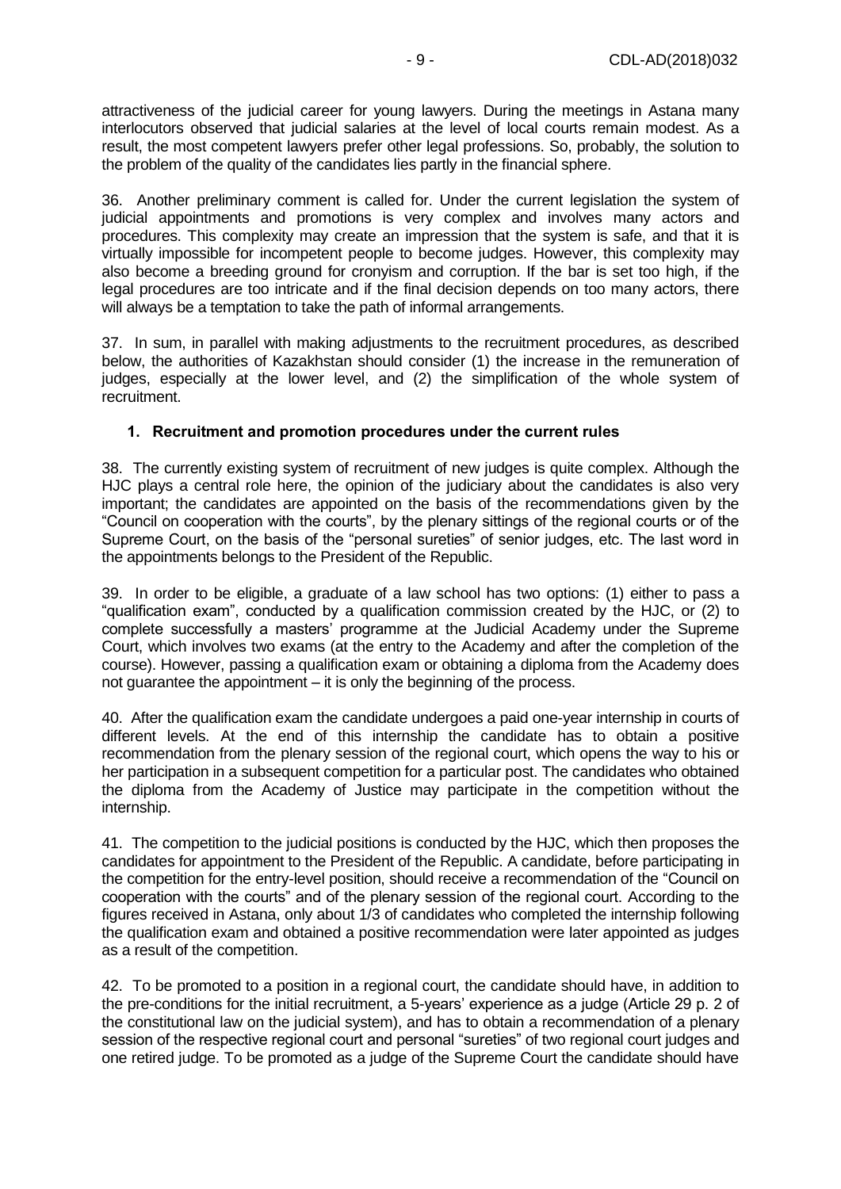attractiveness of the judicial career for young lawyers. During the meetings in Astana many interlocutors observed that judicial salaries at the level of local courts remain modest. As a result, the most competent lawyers prefer other legal professions. So, probably, the solution to the problem of the quality of the candidates lies partly in the financial sphere.

36. Another preliminary comment is called for. Under the current legislation the system of judicial appointments and promotions is very complex and involves many actors and procedures. This complexity may create an impression that the system is safe, and that it is virtually impossible for incompetent people to become judges. However, this complexity may also become a breeding ground for cronyism and corruption. If the bar is set too high, if the legal procedures are too intricate and if the final decision depends on too many actors, there will always be a temptation to take the path of informal arrangements.

37. In sum, in parallel with making adjustments to the recruitment procedures, as described below, the authorities of Kazakhstan should consider (1) the increase in the remuneration of judges, especially at the lower level, and (2) the simplification of the whole system of recruitment.

### 1. Recruitment and promotion procedures under the current rules

38. The currently existing system of recruitment of new judges is quite complex. Although the HJC plays a central role here, the opinion of the judiciary about the candidates is also very important; the candidates are appointed on the basis of the recommendations given by the "Council on cooperation with the courts", by the plenary sittings of the regional courts or of the Supreme Court, on the basis of the "personal sureties" of senior judges, etc. The last word in the appointments belongs to the President of the Republic.

39. In order to be eligible, a graduate of a law school has two options: (1) either to pass a "qualification exam", conducted by a qualification commission created by the HJC, or (2) to complete successfully a masters' programme at the Judicial Academy under the Supreme Court, which involves two exams (at the entry to the Academy and after the completion of the course). However, passing a qualification exam or obtaining a diploma from the Academy does not guarantee the appointment – it is only the beginning of the process.

40. After the qualification exam the candidate undergoes a paid one-year internship in courts of different levels. At the end of this internship the candidate has to obtain a positive recommendation from the plenary session of the regional court, which opens the way to his or her participation in a subsequent competition for a particular post. The candidates who obtained the diploma from the Academy of Justice may participate in the competition without the internship.

41. The competition to the judicial positions is conducted by the HJC, which then proposes the candidates for appointment to the President of the Republic. A candidate, before participating in the competition for the entry-level position, should receive a recommendation of the "Council on cooperation with the courts" and of the plenary session of the regional court. According to the figures received in Astana, only about 1/3 of candidates who completed the internship following the qualification exam and obtained a positive recommendation were later appointed as judges as a result of the competition.

42. To be promoted to a position in a regional court, the candidate should have, in addition to the pre-conditions for the initial recruitment, a 5-years' experience as a judge (Article 29 p. 2 of the constitutional law on the judicial system), and has to obtain a recommendation of a plenary session of the respective regional court and personal "sureties" of two regional court judges and one retired judge. To be promoted as a judge of the Supreme Court the candidate should have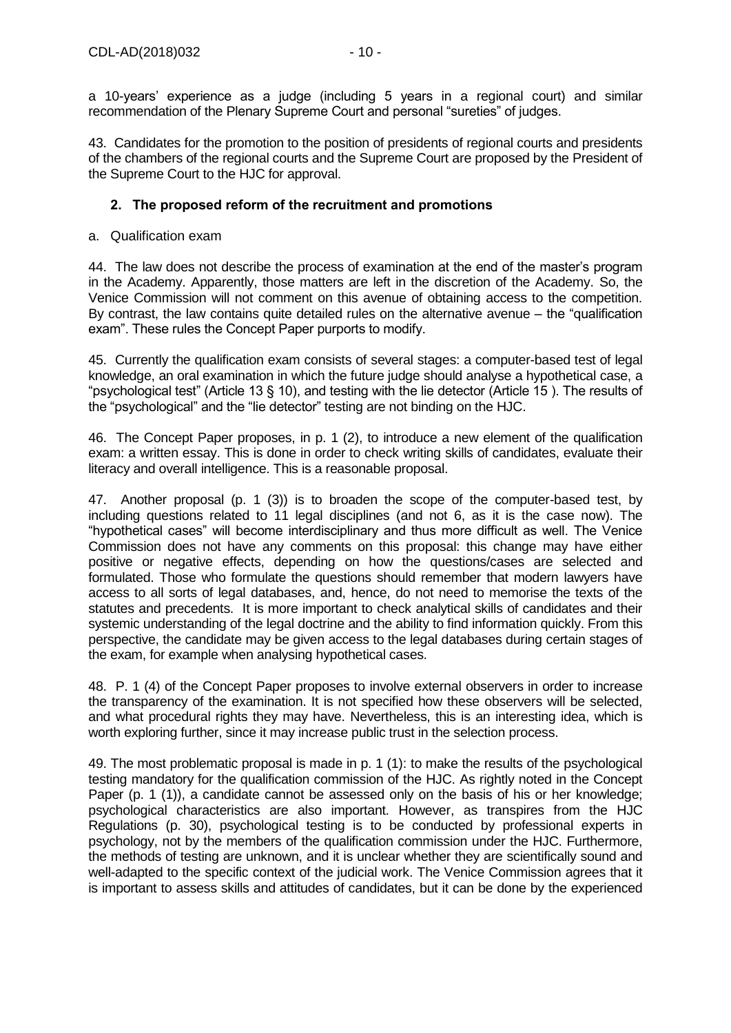a 10-years' experience as a judge (including 5 years in a regional court) and similar recommendation of the Plenary Supreme Court and personal "sureties" of judges.

43. Candidates for the promotion to the position of presidents of regional courts and presidents of the chambers of the regional courts and the Supreme Court are proposed by the President of the Supreme Court to the HJC for approval.

## 2. The proposed reform of the recruitment and promotions

a. Qualification exam

44. The law does not describe the process of examination at the end of the master's program in the Academy. Apparently, those matters are left in the discretion of the Academy. So, the Venice Commission will not comment on this avenue of obtaining access to the competition. By contrast, the law contains quite detailed rules on the alternative avenue – the "qualification exam". These rules the Concept Paper purports to modify.

45. Currently the qualification exam consists of several stages: a computer-based test of legal knowledge, an oral examination in which the future judge should analyse a hypothetical case, a "psychological test" (Article 13 § 10), and testing with the lie detector (Article 15 ). The results of the "psychological" and the "lie detector" testing are not binding on the HJC.

46. The Concept Paper proposes, in p. 1 (2), to introduce a new element of the qualification exam: a written essay. This is done in order to check writing skills of candidates, evaluate their literacy and overall intelligence. This is a reasonable proposal.

47. Another proposal (p. 1 (3)) is to broaden the scope of the computer-based test, by including questions related to 11 legal disciplines (and not 6, as it is the case now). The "hypothetical cases" will become interdisciplinary and thus more difficult as well. The Venice Commission does not have any comments on this proposal: this change may have either positive or negative effects, depending on how the questions/cases are selected and formulated. Those who formulate the questions should remember that modern lawyers have access to all sorts of legal databases, and, hence, do not need to memorise the texts of the statutes and precedents. It is more important to check analytical skills of candidates and their systemic understanding of the legal doctrine and the ability to find information quickly. From this perspective, the candidate may be given access to the legal databases during certain stages of the exam, for example when analysing hypothetical cases.

48. P. 1 (4) of the Concept Paper proposes to involve external observers in order to increase the transparency of the examination. It is not specified how these observers will be selected, and what procedural rights they may have. Nevertheless, this is an interesting idea, which is worth exploring further, since it may increase public trust in the selection process.

49. The most problematic proposal is made in p. 1 (1): to make the results of the psychological testing mandatory for the qualification commission of the HJC. As rightly noted in the Concept Paper (p. 1 (1)), a candidate cannot be assessed only on the basis of his or her knowledge; psychological characteristics are also important. However, as transpires from the HJC Regulations (p. 30), psychological testing is to be conducted by professional experts in psychology, not by the members of the qualification commission under the HJC. Furthermore, the methods of testing are unknown, and it is unclear whether they are scientifically sound and well-adapted to the specific context of the judicial work. The Venice Commission agrees that it is important to assess skills and attitudes of candidates, but it can be done by the experienced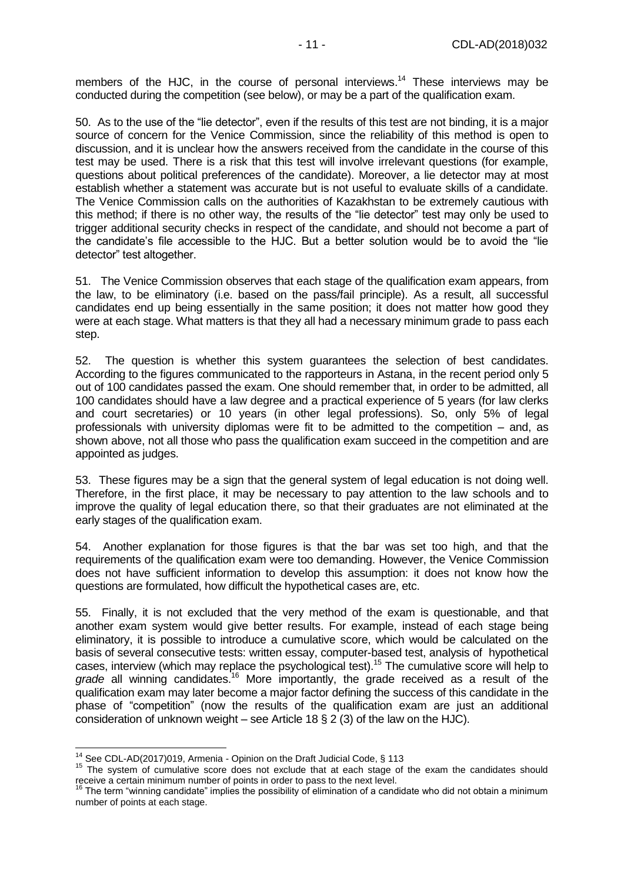members of the HJC, in the course of personal interviews.[14] These interviews may be conducted during the competition (see below), or may be a part of the qualification exam.

50. As to the use of the "lie detector", even if the results of this test are not binding, it is a major source of concern for the Venice Commission, since the reliability of this method is open to discussion, and it is unclear how the answers received from the candidate in the course of this test may be used. There is a risk that this test will involve irrelevant questions (for example, questions about political preferences of the candidate). Moreover, a lie detector may at most establish whether a statement was accurate but is not useful to evaluate skills of a candidate. The Venice Commission calls on the authorities of Kazakhstan to be extremely cautious with this method; if there is no other way, the results of the "lie detector" test may only be used to trigger additional security checks in respect of the candidate, and should not become a part of the candidate's file accessible to the HJC. But a better solution would be to avoid the "lie detector" test altogether.

51. The Venice Commission observes that each stage of the qualification exam appears, from the law, to be eliminatory (i.e. based on the pass/fail principle). As a result, all successful candidates end up being essentially in the same position; it does not matter how good they were at each stage. What matters is that they all had a necessary minimum grade to pass each step.

52. The question is whether this system guarantees the selection of best candidates. According to the figures communicated to the rapporteurs in Astana, in the recent period only 5 out of 100 candidates passed the exam. One should remember that, in order to be admitted, all 100 candidates should have a law degree and a practical experience of 5 years (for law clerks and court secretaries) or 10 years (in other legal professions). So, only 5% of legal professionals with university diplomas were fit to be admitted to the competition – and, as shown above, not all those who pass the qualification exam succeed in the competition and are appointed as judges.

53. These figures may be a sign that the general system of legal education is not doing well. Therefore, in the first place, it may be necessary to pay attention to the law schools and to improve the quality of legal education there, so that their graduates are not eliminated at the early stages of the qualification exam.

54. Another explanation for those figures is that the bar was set too high, and that the requirements of the qualification exam were too demanding. However, the Venice Commission does not have sufficient information to develop this assumption: it does not know how the questions are formulated, how difficult the hypothetical cases are, etc.

55. Finally, it is not excluded that the very method of the exam is questionable, and that another exam system would give better results. For example, instead of each stage being eliminatory, it is possible to introduce a cumulative score, which would be calculated on the basis of several consecutive tests: written essay, computer-based test, analysis of hypothetical cases, interview (which may replace the psychological test).[15] The cumulative score will help to *grade* all winning candidates.[16] More importantly, the grade received as a result of the qualification exam may later become a major factor defining the success of this candidate in the phase of "competition" (now the results of the qualification exam are just an additional consideration of unknown weight – see Article 18 § 2 (3) of the law on the HJC).

---

[14] See CDL-AD(2017)019, Armenia - Opinion on the Draft Judicial Code, § 113

[15] The system of cumulative score does not exclude that at each stage of the exam the candidates should receive a certain minimum number of points in order to pass to the next level.

[16] The term "winning candidate" implies the possibility of elimination of a candidate who did not obtain a minimum number of points at each stage.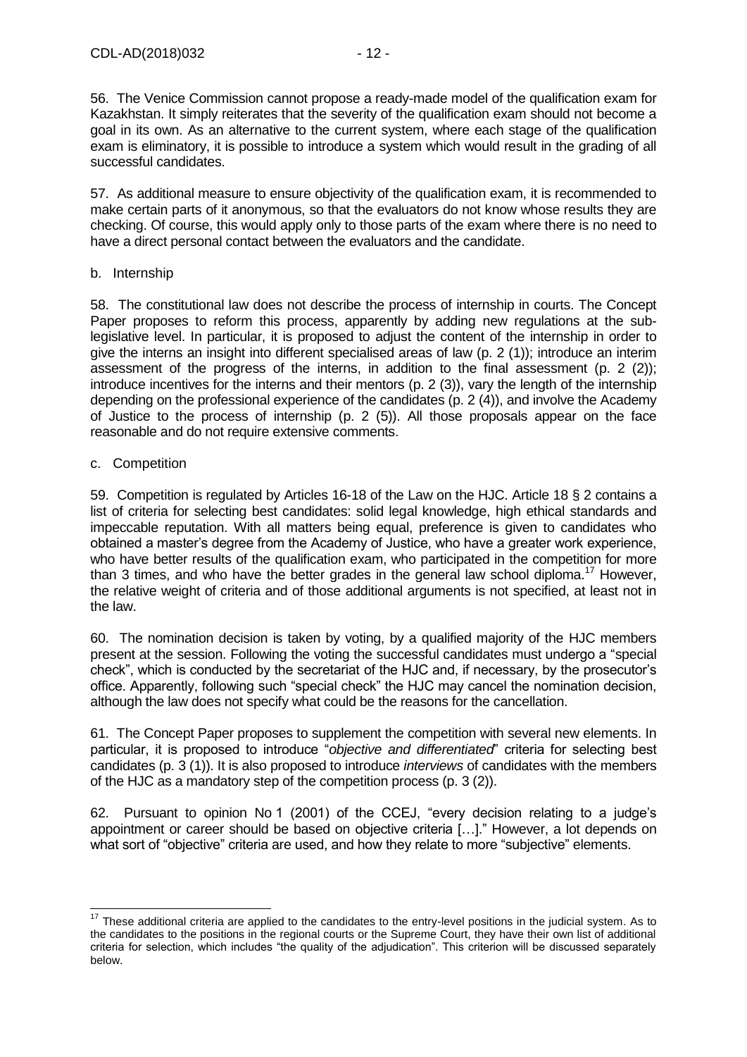56. The Venice Commission cannot propose a ready-made model of the qualification exam for Kazakhstan. It simply reiterates that the severity of the qualification exam should not become a goal in its own. As an alternative to the current system, where each stage of the qualification exam is eliminatory, it is possible to introduce a system which would result in the grading of all successful candidates.

57. As additional measure to ensure objectivity of the qualification exam, it is recommended to make certain parts of it anonymous, so that the evaluators do not know whose results they are checking. Of course, this would apply only to those parts of the exam where there is no need to have a direct personal contact between the evaluators and the candidate.

b. Internship

58. The constitutional law does not describe the process of internship in courts. The Concept Paper proposes to reform this process, apparently by adding new regulations at the sub-legislative level. In particular, it is proposed to adjust the content of the internship in order to give the interns an insight into different specialised areas of law (p. 2 (1)); introduce an interim assessment of the progress of the interns, in addition to the final assessment (p. 2 (2)); introduce incentives for the interns and their mentors (p. 2 (3)), vary the length of the internship depending on the professional experience of the candidates (p. 2 (4)), and involve the Academy of Justice to the process of internship (p. 2 (5)). All those proposals appear on the face reasonable and do not require extensive comments.

c. Competition

59. Competition is regulated by Articles 16-18 of the Law on the HJC. Article 18 § 2 contains a list of criteria for selecting best candidates: solid legal knowledge, high ethical standards and impeccable reputation. With all matters being equal, preference is given to candidates who obtained a master's degree from the Academy of Justice, who have a greater work experience, who have better results of the qualification exam, who participated in the competition for more than 3 times, and who have the better grades in the general law school diploma.[17] However, the relative weight of criteria and of those additional arguments is not specified, at least not in the law.

60. The nomination decision is taken by voting, by a qualified majority of the HJC members present at the session. Following the voting the successful candidates must undergo a "special check", which is conducted by the secretariat of the HJC and, if necessary, by the prosecutor's office. Apparently, following such "special check" the HJC may cancel the nomination decision, although the law does not specify what could be the reasons for the cancellation.

61. The Concept Paper proposes to supplement the competition with several new elements. In particular, it is proposed to introduce "*objective and differentiated*" criteria for selecting best candidates (p. 3 (1)). It is also proposed to introduce *interviews* of candidates with the members of the HJC as a mandatory step of the competition process (p. 3 (2)).

62. Pursuant to opinion No 1 (2001) of the CCEJ, "every decision relating to a judge's appointment or career should be based on objective criteria […]." However, a lot depends on what sort of "objective" criteria are used, and how they relate to more "subjective" elements.

---

[17] These additional criteria are applied to the candidates to the entry-level positions in the judicial system. As to the candidates to the positions in the regional courts or the Supreme Court, they have their own list of additional criteria for selection, which includes "the quality of the adjudication". This criterion will be discussed separately below.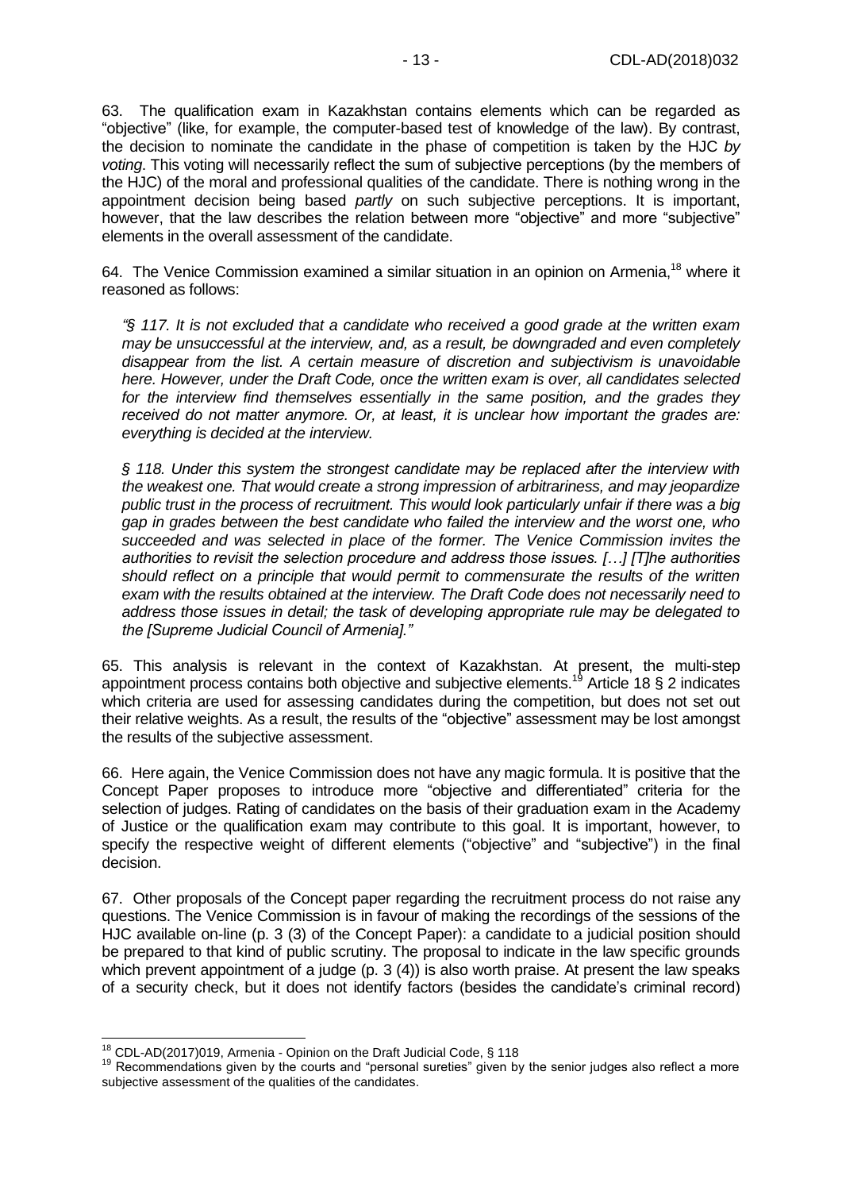63. The qualification exam in Kazakhstan contains elements which can be regarded as "objective" (like, for example, the computer-based test of knowledge of the law). By contrast, the decision to nominate the candidate in the phase of competition is taken by the HJC *by voting*. This voting will necessarily reflect the sum of subjective perceptions (by the members of the HJC) of the moral and professional qualities of the candidate. There is nothing wrong in the appointment decision being based *partly* on such subjective perceptions. It is important, however, that the law describes the relation between more "objective" and more "subjective" elements in the overall assessment of the candidate.

64. The Venice Commission examined a similar situation in an opinion on Armenia,[18] where it reasoned as follows:

> *"§ 117. It is not excluded that a candidate who received a good grade at the written exam may be unsuccessful at the interview, and, as a result, be downgraded and even completely disappear from the list. A certain measure of discretion and subjectivism is unavoidable here. However, under the Draft Code, once the written exam is over, all candidates selected for the interview find themselves essentially in the same position, and the grades they received do not matter anymore. Or, at least, it is unclear how important the grades are: everything is decided at the interview.*
>
> *§ 118. Under this system the strongest candidate may be replaced after the interview with the weakest one. That would create a strong impression of arbitrariness, and may jeopardize public trust in the process of recruitment. This would look particularly unfair if there was a big gap in grades between the best candidate who failed the interview and the worst one, who succeeded and was selected in place of the former. The Venice Commission invites the authorities to revisit the selection procedure and address those issues. […] [T]he authorities should reflect on a principle that would permit to commensurate the results of the written exam with the results obtained at the interview. The Draft Code does not necessarily need to address those issues in detail; the task of developing appropriate rule may be delegated to the [Supreme Judicial Council of Armenia]."*

65. This analysis is relevant in the context of Kazakhstan. At present, the multi-step appointment process contains both objective and subjective elements.[19] Article 18 § 2 indicates which criteria are used for assessing candidates during the competition, but does not set out their relative weights. As a result, the results of the "objective" assessment may be lost amongst the results of the subjective assessment.

66. Here again, the Venice Commission does not have any magic formula. It is positive that the Concept Paper proposes to introduce more "objective and differentiated" criteria for the selection of judges. Rating of candidates on the basis of their graduation exam in the Academy of Justice or the qualification exam may contribute to this goal. It is important, however, to specify the respective weight of different elements ("objective" and "subjective") in the final decision.

67. Other proposals of the Concept paper regarding the recruitment process do not raise any questions. The Venice Commission is in favour of making the recordings of the sessions of the HJC available on-line (p. 3 (3) of the Concept Paper): a candidate to a judicial position should be prepared to that kind of public scrutiny. The proposal to indicate in the law specific grounds which prevent appointment of a judge (p. 3 (4)) is also worth praise. At present the law speaks of a security check, but it does not identify factors (besides the candidate's criminal record)

---

[18] CDL-AD(2017)019, Armenia - Opinion on the Draft Judicial Code, § 118

[19] Recommendations given by the courts and "personal sureties" given by the senior judges also reflect a more subjective assessment of the qualities of the candidates.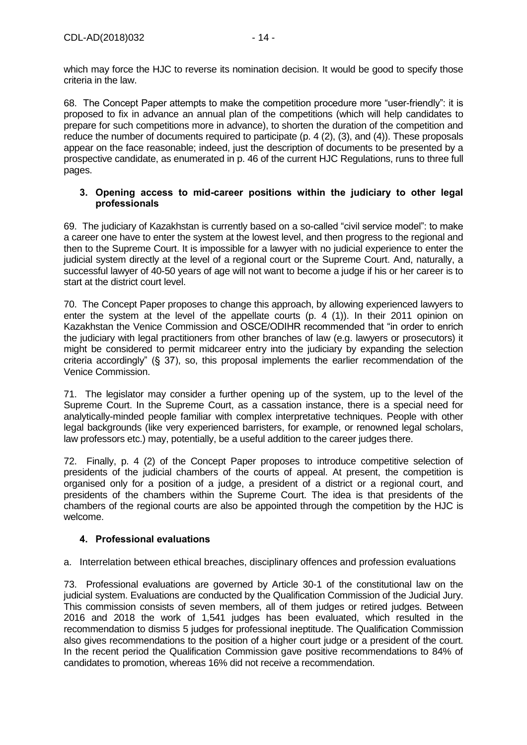which may force the HJC to reverse its nomination decision. It would be good to specify those criteria in the law.

68. The Concept Paper attempts to make the competition procedure more "user-friendly": it is proposed to fix in advance an annual plan of the competitions (which will help candidates to prepare for such competitions more in advance), to shorten the duration of the competition and reduce the number of documents required to participate (p. 4 (2), (3), and (4)). These proposals appear on the face reasonable; indeed, just the description of documents to be presented by a prospective candidate, as enumerated in p. 46 of the current HJC Regulations, runs to three full pages.

### 3. Opening access to mid-career positions within the judiciary to other legal professionals

69. The judiciary of Kazakhstan is currently based on a so-called "civil service model": to make a career one have to enter the system at the lowest level, and then progress to the regional and then to the Supreme Court. It is impossible for a lawyer with no judicial experience to enter the judicial system directly at the level of a regional court or the Supreme Court. And, naturally, a successful lawyer of 40-50 years of age will not want to become a judge if his or her career is to start at the district court level.

70. The Concept Paper proposes to change this approach, by allowing experienced lawyers to enter the system at the level of the appellate courts (p. 4 (1)). In their 2011 opinion on Kazakhstan the Venice Commission and OSCE/ODIHR recommended that "in order to enrich the judiciary with legal practitioners from other branches of law (e.g. lawyers or prosecutors) it might be considered to permit midcareer entry into the judiciary by expanding the selection criteria accordingly" (§ 37), so, this proposal implements the earlier recommendation of the Venice Commission.

71. The legislator may consider a further opening up of the system, up to the level of the Supreme Court. In the Supreme Court, as a cassation instance, there is a special need for analytically-minded people familiar with complex interpretative techniques. People with other legal backgrounds (like very experienced barristers, for example, or renowned legal scholars, law professors etc.) may, potentially, be a useful addition to the career judges there.

72. Finally, p. 4 (2) of the Concept Paper proposes to introduce competitive selection of presidents of the judicial chambers of the courts of appeal. At present, the competition is organised only for a position of a judge, a president of a district or a regional court, and presidents of the chambers within the Supreme Court. The idea is that presidents of the chambers of the regional courts are also be appointed through the competition by the HJC is welcome.

### 4. Professional evaluations

a. Interrelation between ethical breaches, disciplinary offences and profession evaluations

73. Professional evaluations are governed by Article 30-1 of the constitutional law on the judicial system. Evaluations are conducted by the Qualification Commission of the Judicial Jury. This commission consists of seven members, all of them judges or retired judges. Between 2016 and 2018 the work of 1,541 judges has been evaluated, which resulted in the recommendation to dismiss 5 judges for professional ineptitude. The Qualification Commission also gives recommendations to the position of a higher court judge or a president of the court. In the recent period the Qualification Commission gave positive recommendations to 84% of candidates to promotion, whereas 16% did not receive a recommendation.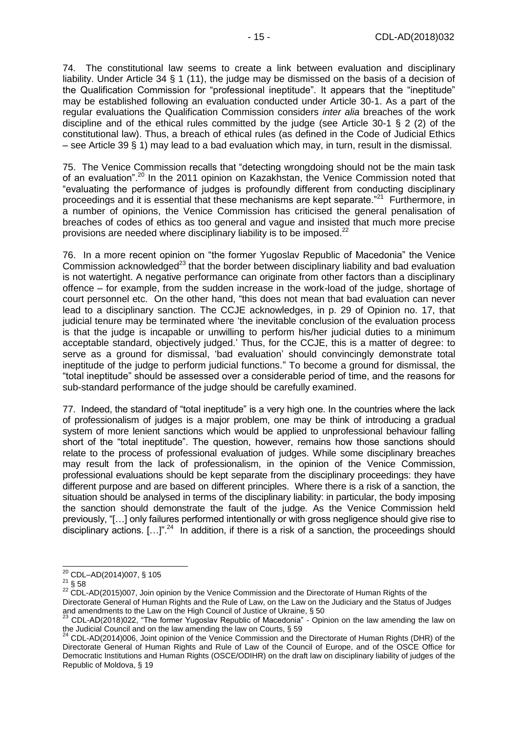74. The constitutional law seems to create a link between evaluation and disciplinary liability. Under Article 34 § 1 (11), the judge may be dismissed on the basis of a decision of the Qualification Commission for "professional ineptitude". It appears that the "ineptitude" may be established following an evaluation conducted under Article 30-1. As a part of the regular evaluations the Qualification Commission considers *inter alia* breaches of the work discipline and of the ethical rules committed by the judge (see Article 30-1 § 2 (2) of the constitutional law). Thus, a breach of ethical rules (as defined in the Code of Judicial Ethics – see Article 39 § 1) may lead to a bad evaluation which may, in turn, result in the dismissal.

75. The Venice Commission recalls that "detecting wrongdoing should not be the main task of an evaluation".[20] In the 2011 opinion on Kazakhstan, the Venice Commission noted that "evaluating the performance of judges is profoundly different from conducting disciplinary proceedings and it is essential that these mechanisms are kept separate."[21] Furthermore, in a number of opinions, the Venice Commission has criticised the general penalisation of breaches of codes of ethics as too general and vague and insisted that much more precise provisions are needed where disciplinary liability is to be imposed.[22]

76. In a more recent opinion on "the former Yugoslav Republic of Macedonia" the Venice Commission acknowledged[23] that the border between disciplinary liability and bad evaluation is not watertight. A negative performance can originate from other factors than a disciplinary offence – for example, from the sudden increase in the work-load of the judge, shortage of court personnel etc. On the other hand, "this does not mean that bad evaluation can never lead to a disciplinary sanction. The CCJE acknowledges, in p. 29 of Opinion no. 17, that judicial tenure may be terminated where 'the inevitable conclusion of the evaluation process is that the judge is incapable or unwilling to perform his/her judicial duties to a minimum acceptable standard, objectively judged.' Thus, for the CCJE, this is a matter of degree: to serve as a ground for dismissal, 'bad evaluation' should convincingly demonstrate total ineptitude of the judge to perform judicial functions." To become a ground for dismissal, the "total ineptitude" should be assessed over a considerable period of time, and the reasons for sub-standard performance of the judge should be carefully examined.

77. Indeed, the standard of "total ineptitude" is a very high one. In the countries where the lack of professionalism of judges is a major problem, one may be think of introducing a gradual system of more lenient sanctions which would be applied to unprofessional behaviour falling short of the "total ineptitude". The question, however, remains how those sanctions should relate to the process of professional evaluation of judges. While some disciplinary breaches may result from the lack of professionalism, in the opinion of the Venice Commission, professional evaluations should be kept separate from the disciplinary proceedings: they have different purpose and are based on different principles. Where there is a risk of a sanction, the situation should be analysed in terms of the disciplinary liability: in particular, the body imposing the sanction should demonstrate the fault of the judge. As the Venice Commission held previously, "[…] only failures performed intentionally or with gross negligence should give rise to disciplinary actions. […]".[24] In addition, if there is a risk of a sanction, the proceedings should

---

[20] CDL–AD(2014)007, § 105

[21] § 58

[22] CDL-AD(2015)007, Join opinion by the Venice Commission and the Directorate of Human Rights of the Directorate General of Human Rights and the Rule of Law, on the Law on the Judiciary and the Status of Judges and amendments to the Law on the High Council of Justice of Ukraine, § 50

[23] CDL-AD(2018)022, "The former Yugoslav Republic of Macedonia" - Opinion on the law amending the law on the Judicial Council and on the law amending the law on Courts, § 59

[24] CDL-AD(2014)006, Joint opinion of the Venice Commission and the Directorate of Human Rights (DHR) of the Directorate General of Human Rights and Rule of Law of the Council of Europe, and of the OSCE Office for Democratic Institutions and Human Rights (OSCE/ODIHR) on the draft law on disciplinary liability of judges of the Republic of Moldova, § 19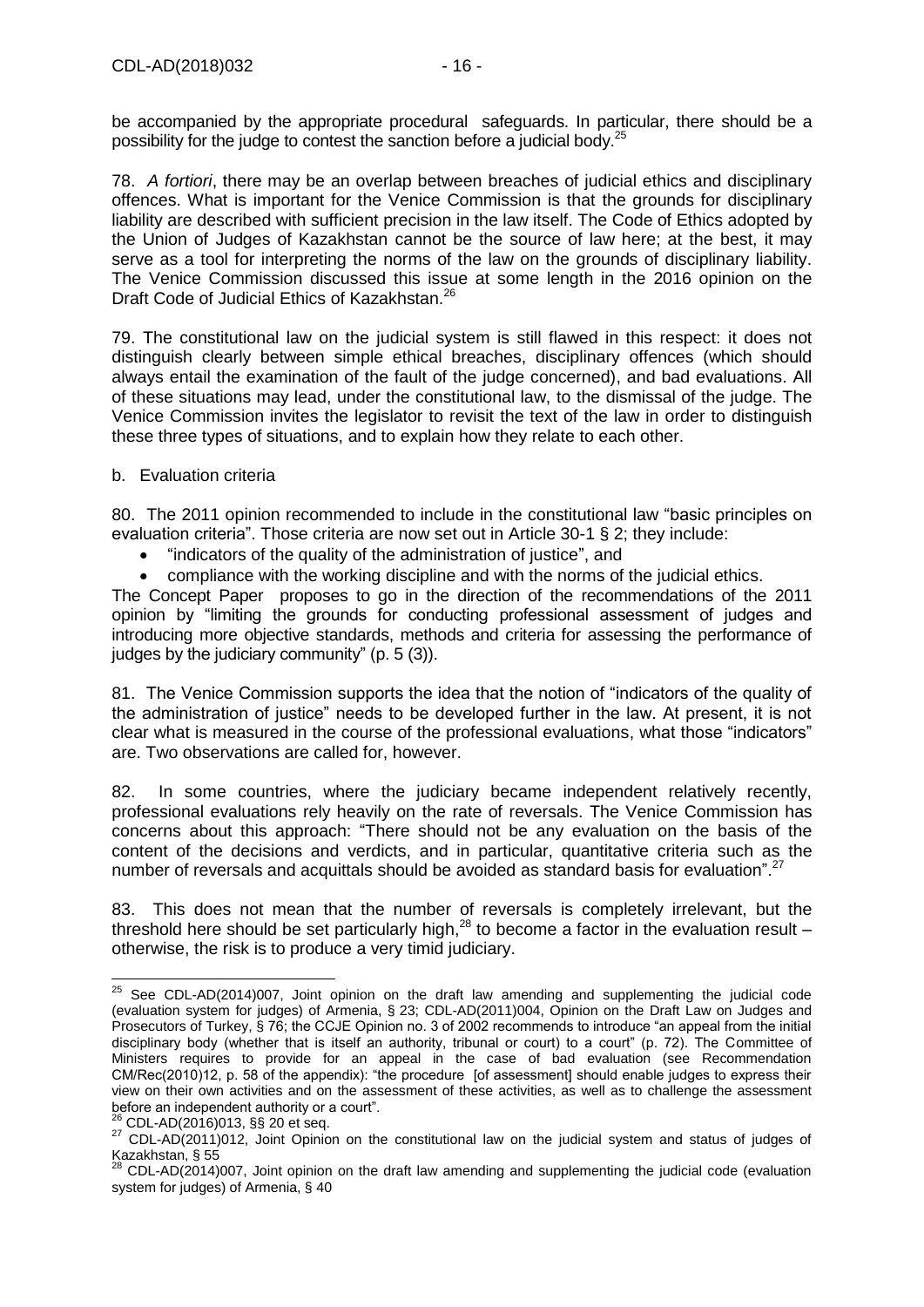be accompanied by the appropriate procedural safeguards. In particular, there should be a possibility for the judge to contest the sanction before a judicial body.[25]

78. *A fortiori*, there may be an overlap between breaches of judicial ethics and disciplinary offences. What is important for the Venice Commission is that the grounds for disciplinary liability are described with sufficient precision in the law itself. The Code of Ethics adopted by the Union of Judges of Kazakhstan cannot be the source of law here; at the best, it may serve as a tool for interpreting the norms of the law on the grounds of disciplinary liability. The Venice Commission discussed this issue at some length in the 2016 opinion on the Draft Code of Judicial Ethics of Kazakhstan.[26]

79. The constitutional law on the judicial system is still flawed in this respect: it does not distinguish clearly between simple ethical breaches, disciplinary offences (which should always entail the examination of the fault of the judge concerned), and bad evaluations. All of these situations may lead, under the constitutional law, to the dismissal of the judge. The Venice Commission invites the legislator to revisit the text of the law in order to distinguish these three types of situations, and to explain how they relate to each other.

b. Evaluation criteria

80. The 2011 opinion recommended to include in the constitutional law "basic principles on evaluation criteria". Those criteria are now set out in Article 30-1 § 2; they include:

- "indicators of the quality of the administration of justice", and
- compliance with the working discipline and with the norms of the judicial ethics.

The Concept Paper proposes to go in the direction of the recommendations of the 2011 opinion by "limiting the grounds for conducting professional assessment of judges and introducing more objective standards, methods and criteria for assessing the performance of judges by the judiciary community" (p. 5 (3)).

81. The Venice Commission supports the idea that the notion of "indicators of the quality of the administration of justice" needs to be developed further in the law. At present, it is not clear what is measured in the course of the professional evaluations, what those "indicators" are. Two observations are called for, however.

82. In some countries, where the judiciary became independent relatively recently, professional evaluations rely heavily on the rate of reversals. The Venice Commission has concerns about this approach: "There should not be any evaluation on the basis of the content of the decisions and verdicts, and in particular, quantitative criteria such as the number of reversals and acquittals should be avoided as standard basis for evaluation".[27]

83. This does not mean that the number of reversals is completely irrelevant, but the threshold here should be set particularly high,[28] to become a factor in the evaluation result – otherwise, the risk is to produce a very timid judiciary.

---

[25] See CDL-AD(2014)007, Joint opinion on the draft law amending and supplementing the judicial code (evaluation system for judges) of Armenia, § 23; CDL-AD(2011)004, Opinion on the Draft Law on Judges and Prosecutors of Turkey, § 76; the CCJE Opinion no. 3 of 2002 recommends to introduce "an appeal from the initial disciplinary body (whether that is itself an authority, tribunal or court) to a court" (p. 72). The Committee of Ministers requires to provide for an appeal in the case of bad evaluation (see Recommendation CM/Rec(2010)12, p. 58 of the appendix): "the procedure [of assessment] should enable judges to express their view on their own activities and on the assessment of these activities, as well as to challenge the assessment before an independent authority or a court".

[26] CDL-AD(2016)013, §§ 20 et seq.

[27] CDL-AD(2011)012, Joint Opinion on the constitutional law on the judicial system and status of judges of Kazakhstan, § 55

[28] CDL-AD(2014)007, Joint opinion on the draft law amending and supplementing the judicial code (evaluation system for judges) of Armenia, § 40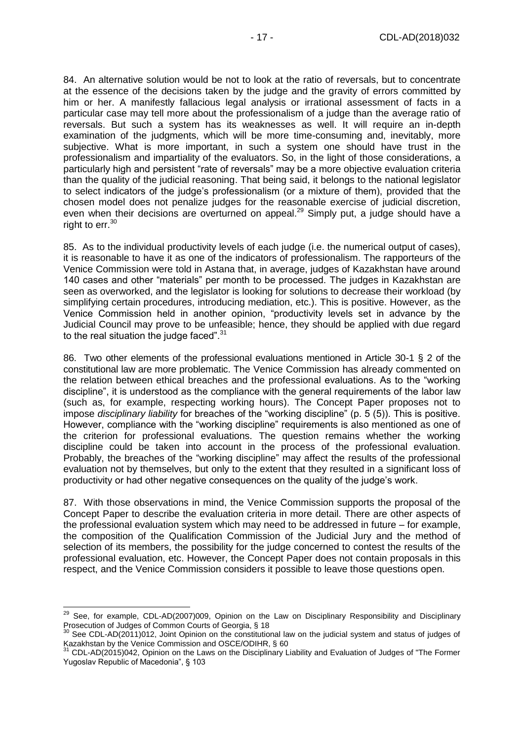84. An alternative solution would be not to look at the ratio of reversals, but to concentrate at the essence of the decisions taken by the judge and the gravity of errors committed by him or her. A manifestly fallacious legal analysis or irrational assessment of facts in a particular case may tell more about the professionalism of a judge than the average ratio of reversals. But such a system has its weaknesses as well. It will require an in-depth examination of the judgments, which will be more time-consuming and, inevitably, more subjective. What is more important, in such a system one should have trust in the professionalism and impartiality of the evaluators. So, in the light of those considerations, a particularly high and persistent "rate of reversals" may be a more objective evaluation criteria than the quality of the judicial reasoning. That being said, it belongs to the national legislator to select indicators of the judge's professionalism (or a mixture of them), provided that the chosen model does not penalize judges for the reasonable exercise of judicial discretion, even when their decisions are overturned on appeal.[29] Simply put, a judge should have a right to err.[30]

85. As to the individual productivity levels of each judge (i.e. the numerical output of cases), it is reasonable to have it as one of the indicators of professionalism. The rapporteurs of the Venice Commission were told in Astana that, in average, judges of Kazakhstan have around 140 cases and other "materials" per month to be processed. The judges in Kazakhstan are seen as overworked, and the legislator is looking for solutions to decrease their workload (by simplifying certain procedures, introducing mediation, etc.). This is positive. However, as the Venice Commission held in another opinion, "productivity levels set in advance by the Judicial Council may prove to be unfeasible; hence, they should be applied with due regard to the real situation the judge faced".[31]

86. Two other elements of the professional evaluations mentioned in Article 30-1 § 2 of the constitutional law are more problematic. The Venice Commission has already commented on the relation between ethical breaches and the professional evaluations. As to the "working discipline", it is understood as the compliance with the general requirements of the labor law (such as, for example, respecting working hours). The Concept Paper proposes not to impose *disciplinary liability* for breaches of the "working discipline" (p. 5 (5)). This is positive. However, compliance with the "working discipline" requirements is also mentioned as one of the criterion for professional evaluations. The question remains whether the working discipline could be taken into account in the process of the professional evaluation. Probably, the breaches of the "working discipline" may affect the results of the professional evaluation not by themselves, but only to the extent that they resulted in a significant loss of productivity or had other negative consequences on the quality of the judge's work.

87. With those observations in mind, the Venice Commission supports the proposal of the Concept Paper to describe the evaluation criteria in more detail. There are other aspects of the professional evaluation system which may need to be addressed in future – for example, the composition of the Qualification Commission of the Judicial Jury and the method of selection of its members, the possibility for the judge concerned to contest the results of the professional evaluation, etc. However, the Concept Paper does not contain proposals in this respect, and the Venice Commission considers it possible to leave those questions open.

---

[29] See, for example, CDL-AD(2007)009, Opinion on the Law on Disciplinary Responsibility and Disciplinary Prosecution of Judges of Common Courts of Georgia, § 18

[30] See CDL-AD(2011)012, Joint Opinion on the constitutional law on the judicial system and status of judges of Kazakhstan by the Venice Commission and OSCE/ODIHR, § 60

[31] CDL-AD(2015)042, Opinion on the Laws on the Disciplinary Liability and Evaluation of Judges of "The Former Yugoslav Republic of Macedonia", § 103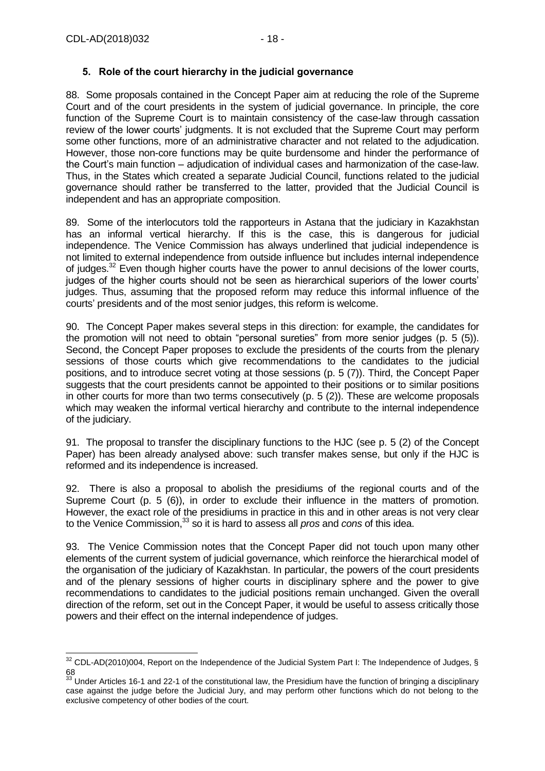### 5. Role of the court hierarchy in the judicial governance

88. Some proposals contained in the Concept Paper aim at reducing the role of the Supreme Court and of the court presidents in the system of judicial governance. In principle, the core function of the Supreme Court is to maintain consistency of the case-law through cassation review of the lower courts' judgments. It is not excluded that the Supreme Court may perform some other functions, more of an administrative character and not related to the adjudication. However, those non-core functions may be quite burdensome and hinder the performance of the Court's main function – adjudication of individual cases and harmonization of the case-law. Thus, in the States which created a separate Judicial Council, functions related to the judicial governance should rather be transferred to the latter, provided that the Judicial Council is independent and has an appropriate composition.

89. Some of the interlocutors told the rapporteurs in Astana that the judiciary in Kazakhstan has an informal vertical hierarchy. If this is the case, this is dangerous for judicial independence. The Venice Commission has always underlined that judicial independence is not limited to external independence from outside influence but includes internal independence of judges.[32] Even though higher courts have the power to annul decisions of the lower courts, judges of the higher courts should not be seen as hierarchical superiors of the lower courts' judges. Thus, assuming that the proposed reform may reduce this informal influence of the courts' presidents and of the most senior judges, this reform is welcome.

90. The Concept Paper makes several steps in this direction: for example, the candidates for the promotion will not need to obtain "personal sureties" from more senior judges (p. 5 (5)). Second, the Concept Paper proposes to exclude the presidents of the courts from the plenary sessions of those courts which give recommendations to the candidates to the judicial positions, and to introduce secret voting at those sessions (p. 5 (7)). Third, the Concept Paper suggests that the court presidents cannot be appointed to their positions or to similar positions in other courts for more than two terms consecutively (p. 5 (2)). These are welcome proposals which may weaken the informal vertical hierarchy and contribute to the internal independence of the judiciary.

91. The proposal to transfer the disciplinary functions to the HJC (see p. 5 (2) of the Concept Paper) has been already analysed above: such transfer makes sense, but only if the HJC is reformed and its independence is increased.

92. There is also a proposal to abolish the presidiums of the regional courts and of the Supreme Court (p. 5 (6)), in order to exclude their influence in the matters of promotion. However, the exact role of the presidiums in practice in this and in other areas is not very clear to the Venice Commission,[33] so it is hard to assess all *pros* and *cons* of this idea.

93. The Venice Commission notes that the Concept Paper did not touch upon many other elements of the current system of judicial governance, which reinforce the hierarchical model of the organisation of the judiciary of Kazakhstan. In particular, the powers of the court presidents and of the plenary sessions of higher courts in disciplinary sphere and the power to give recommendations to candidates to the judicial positions remain unchanged. Given the overall direction of the reform, set out in the Concept Paper, it would be useful to assess critically those powers and their effect on the internal independence of judges.

---

[32] CDL-AD(2010)004, Report on the Independence of the Judicial System Part I: The Independence of Judges, § 68

[33] Under Articles 16-1 and 22-1 of the constitutional law, the Presidium have the function of bringing a disciplinary case against the judge before the Judicial Jury, and may perform other functions which do not belong to the exclusive competency of other bodies of the court.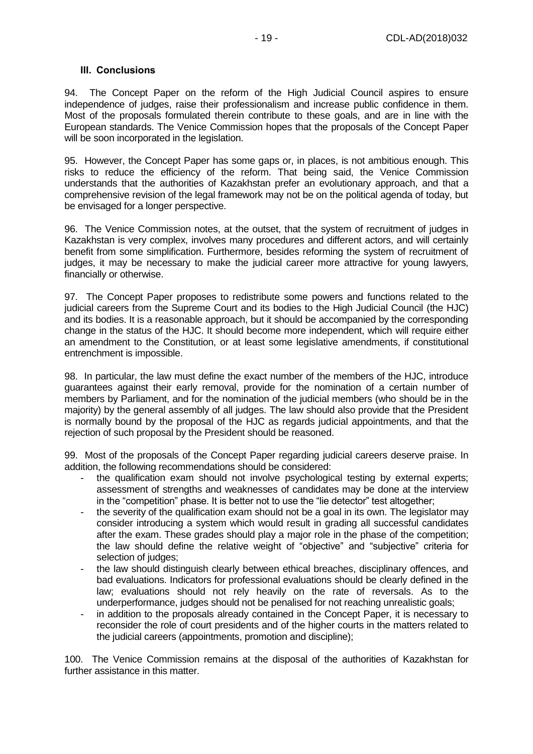### III. Conclusions

94. The Concept Paper on the reform of the High Judicial Council aspires to ensure independence of judges, raise their professionalism and increase public confidence in them. Most of the proposals formulated therein contribute to these goals, and are in line with the European standards. The Venice Commission hopes that the proposals of the Concept Paper will be soon incorporated in the legislation.

95. However, the Concept Paper has some gaps or, in places, is not ambitious enough. This risks to reduce the efficiency of the reform. That being said, the Venice Commission understands that the authorities of Kazakhstan prefer an evolutionary approach, and that a comprehensive revision of the legal framework may not be on the political agenda of today, but be envisaged for a longer perspective.

96. The Venice Commission notes, at the outset, that the system of recruitment of judges in Kazakhstan is very complex, involves many procedures and different actors, and will certainly benefit from some simplification. Furthermore, besides reforming the system of recruitment of judges, it may be necessary to make the judicial career more attractive for young lawyers, financially or otherwise.

97. The Concept Paper proposes to redistribute some powers and functions related to the judicial careers from the Supreme Court and its bodies to the High Judicial Council (the HJC) and its bodies. It is a reasonable approach, but it should be accompanied by the corresponding change in the status of the HJC. It should become more independent, which will require either an amendment to the Constitution, or at least some legislative amendments, if constitutional entrenchment is impossible.

98. In particular, the law must define the exact number of the members of the HJC, introduce guarantees against their early removal, provide for the nomination of a certain number of members by Parliament, and for the nomination of the judicial members (who should be in the majority) by the general assembly of all judges. The law should also provide that the President is normally bound by the proposal of the HJC as regards judicial appointments, and that the rejection of such proposal by the President should be reasoned.

99. Most of the proposals of the Concept Paper regarding judicial careers deserve praise. In addition, the following recommendations should be considered:

- the qualification exam should not involve psychological testing by external experts; assessment of strengths and weaknesses of candidates may be done at the interview in the "competition" phase. It is better not to use the "lie detector" test altogether;
- the severity of the qualification exam should not be a goal in its own. The legislator may consider introducing a system which would result in grading all successful candidates after the exam. These grades should play a major role in the phase of the competition; the law should define the relative weight of "objective" and "subjective" criteria for selection of judges;
- the law should distinguish clearly between ethical breaches, disciplinary offences, and bad evaluations. Indicators for professional evaluations should be clearly defined in the law; evaluations should not rely heavily on the rate of reversals. As to the underperformance, judges should not be penalised for not reaching unrealistic goals;
- in addition to the proposals already contained in the Concept Paper, it is necessary to reconsider the role of court presidents and of the higher courts in the matters related to the judicial careers (appointments, promotion and discipline);

100. The Venice Commission remains at the disposal of the authorities of Kazakhstan for further assistance in this matter.